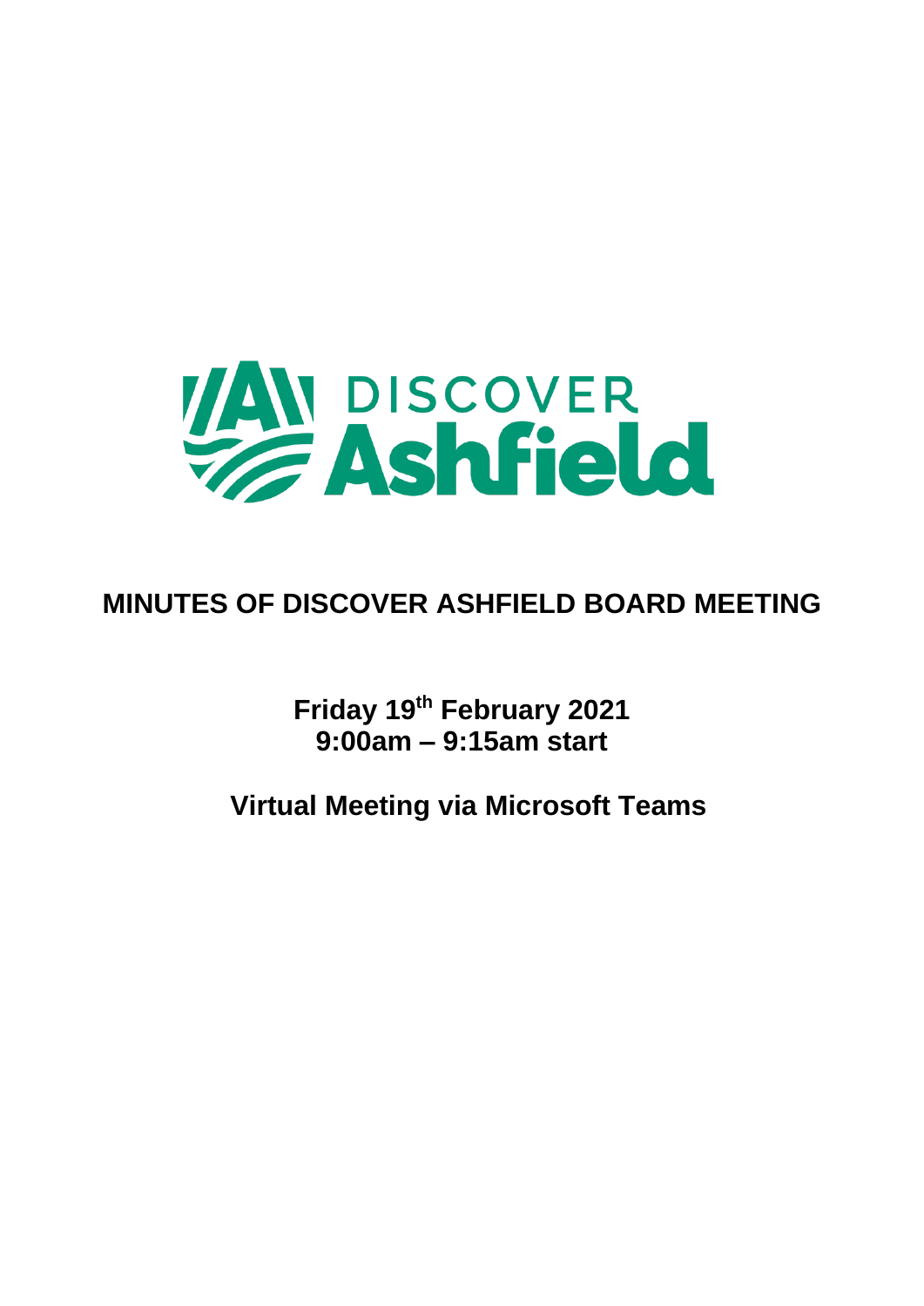# MINUTES OF DISCOVER ASHFIELD BOARD MEETING

**Friday 19th February 2021**
**9:00am – 9:15am start**

**Virtual Meeting via Microsoft Teams**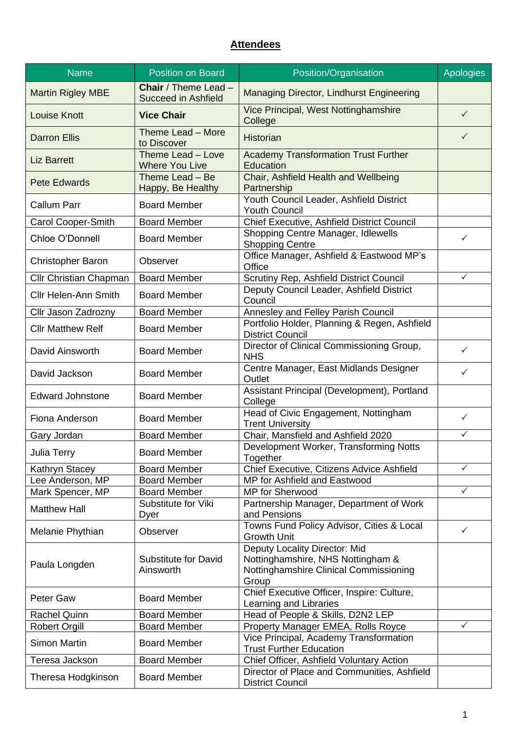## Attendees

| Name | Position on Board | Position/Organisation | Apologies |
|---|---|---|---|
| Martin Rigley MBE | **Chair** / Theme Lead – Succeed in Ashfield | Managing Director, Lindhurst Engineering | |
| Louise Knott | **Vice Chair** | Vice Principal, West Nottinghamshire College | ✓ |
| Darron Ellis | Theme Lead – More to Discover | Historian | ✓ |
| Liz Barrett | Theme Lead – Love Where You Live | Academy Transformation Trust Further Education | |
| Pete Edwards | Theme Lead – Be Happy, Be Healthy | Chair, Ashfield Health and Wellbeing Partnership | |
| Callum Parr | Board Member | Youth Council Leader, Ashfield District Youth Council | |
| Carol Cooper-Smith | Board Member | Chief Executive, Ashfield District Council | |
| Chloe O'Donnell | Board Member | Shopping Centre Manager, Idlewells Shopping Centre | ✓ |
| Christopher Baron | Observer | Office Manager, Ashfield & Eastwood MP's Office | |
| Cllr Christian Chapman | Board Member | Scrutiny Rep, Ashfield District Council | ✓ |
| Cllr Helen-Ann Smith | Board Member | Deputy Council Leader, Ashfield District Council | |
| Cllr Jason Zadrozny | Board Member | Annesley and Felley Parish Council | |
| Cllr Matthew Relf | Board Member | Portfolio Holder, Planning & Regen, Ashfield District Council | |
| David Ainsworth | Board Member | Director of Clinical Commissioning Group, NHS | ✓ |
| David Jackson | Board Member | Centre Manager, East Midlands Designer Outlet | ✓ |
| Edward Johnstone | Board Member | Assistant Principal (Development), Portland College | |
| Fiona Anderson | Board Member | Head of Civic Engagement, Nottingham Trent University | ✓ |
| Gary Jordan | Board Member | Chair, Mansfield and Ashfield 2020 | ✓ |
| Julia Terry | Board Member | Development Worker, Transforming Notts Together | |
| Kathryn Stacey | Board Member | Chief Executive, Citizens Advice Ashfield | ✓ |
| Lee Anderson, MP | Board Member | MP for Ashfield and Eastwood | |
| Mark Spencer, MP | Board Member | MP for Sherwood | ✓ |
| Matthew Hall | Substitute for Viki Dyer | Partnership Manager, Department of Work and Pensions | |
| Melanie Phythian | Observer | Towns Fund Policy Advisor, Cities & Local Growth Unit | ✓ |
| Paula Longden | Substitute for David Ainsworth | Deputy Locality Director: Mid Nottinghamshire, NHS Nottingham & Nottinghamshire Clinical Commissioning Group | |
| Peter Gaw | Board Member | Chief Executive Officer, Inspire: Culture, Learning and Libraries | |
| Rachel Quinn | Board Member | Head of People & Skills, D2N2 LEP | |
| Robert Orgill | Board Member | Property Manager EMEA, Rolls Royce | ✓ |
| Simon Martin | Board Member | Vice Principal, Academy Transformation Trust Further Education | |
| Teresa Jackson | Board Member | Chief Officer, Ashfield Voluntary Action | |
| Theresa Hodgkinson | Board Member | Director of Place and Communities, Ashfield District Council | |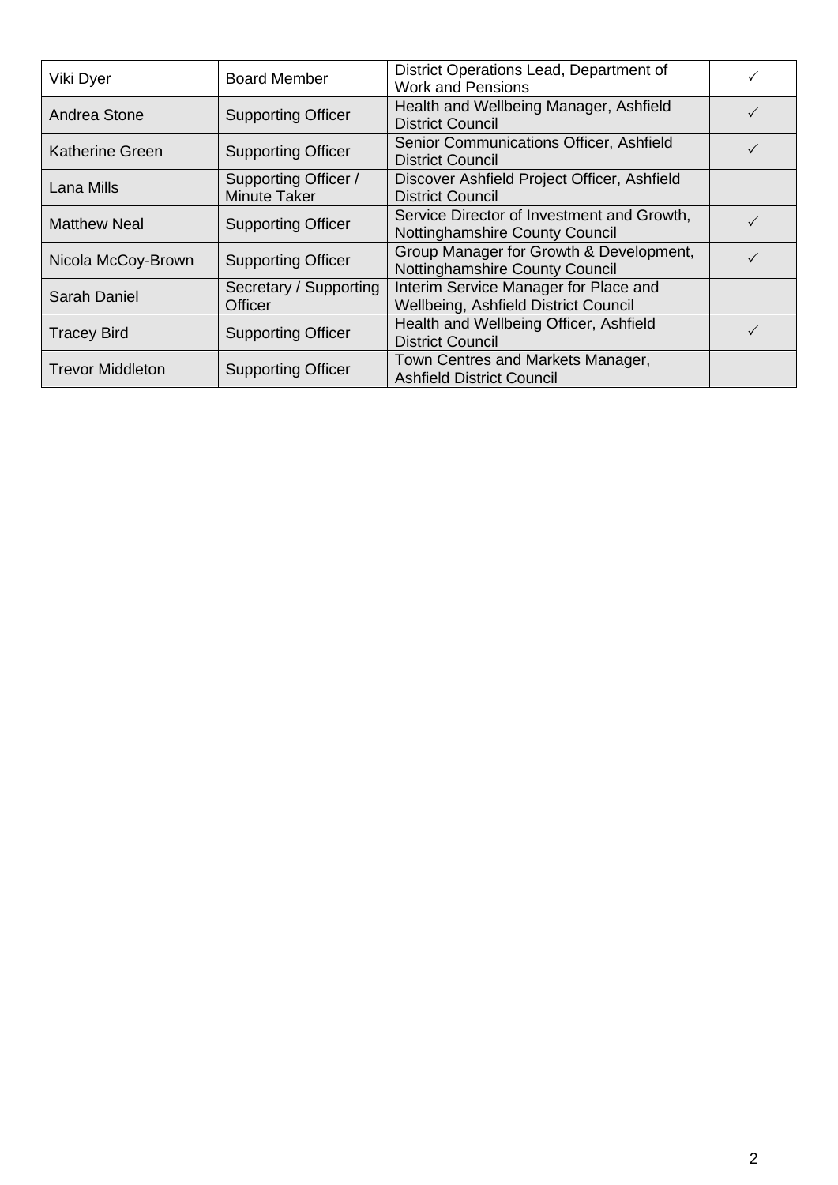| | | | |
|---|---|---|---|
| Viki Dyer | Board Member | District Operations Lead, Department of Work and Pensions | ✓ |
| Andrea Stone | Supporting Officer | Health and Wellbeing Manager, Ashfield District Council | ✓ |
| Katherine Green | Supporting Officer | Senior Communications Officer, Ashfield District Council | ✓ |
| Lana Mills | Supporting Officer / Minute Taker | Discover Ashfield Project Officer, Ashfield District Council | |
| Matthew Neal | Supporting Officer | Service Director of Investment and Growth, Nottinghamshire County Council | ✓ |
| Nicola McCoy-Brown | Supporting Officer | Group Manager for Growth & Development, Nottinghamshire County Council | ✓ |
| Sarah Daniel | Secretary / Supporting Officer | Interim Service Manager for Place and Wellbeing, Ashfield District Council | |
| Tracey Bird | Supporting Officer | Health and Wellbeing Officer, Ashfield District Council | ✓ |
| Trevor Middleton | Supporting Officer | Town Centres and Markets Manager, Ashfield District Council | |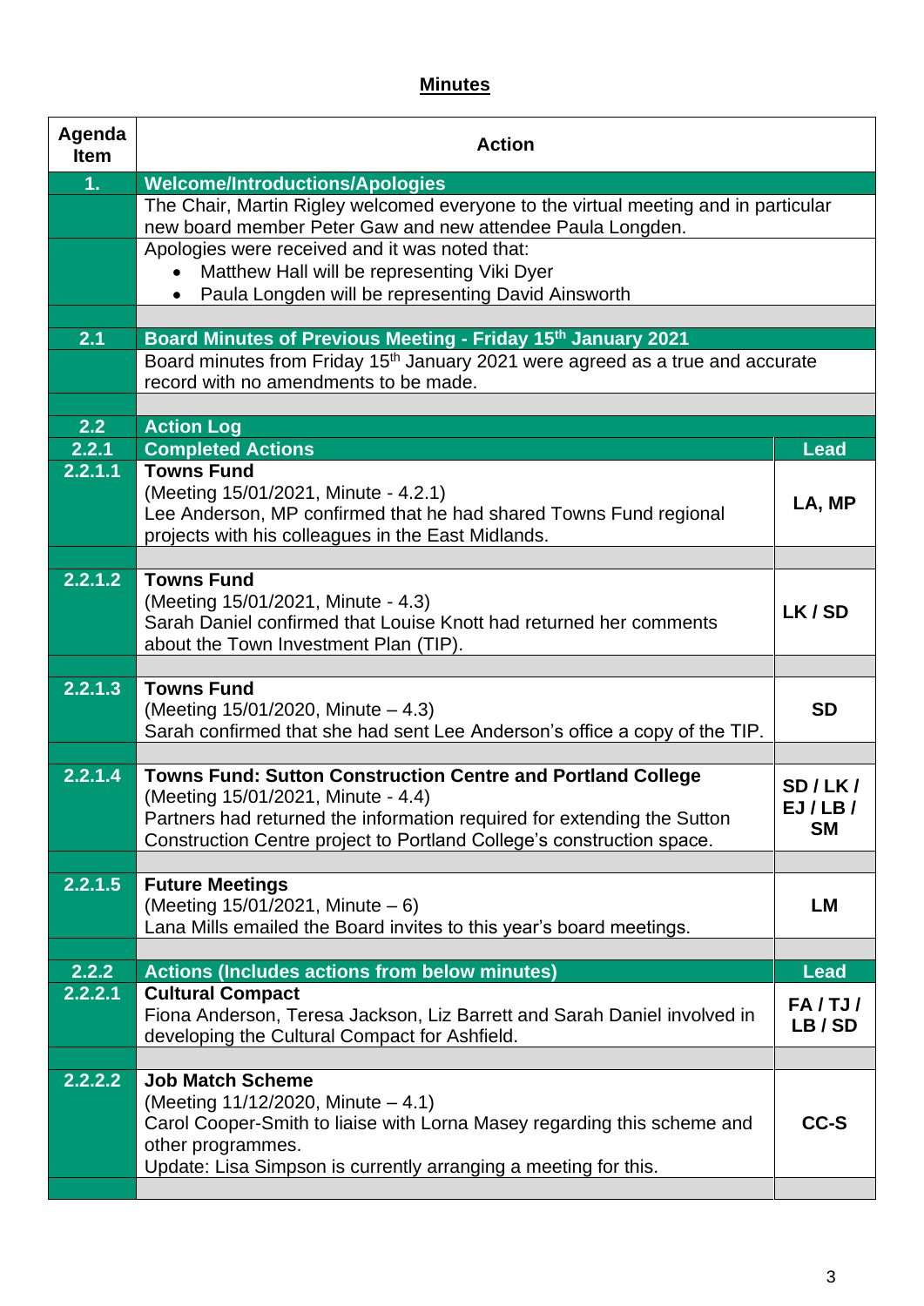## Minutes

| Agenda Item | Action | Lead |
|---|---|---|
| **1.** | **Welcome/Introductions/Apologies** | |
| | The Chair, Martin Rigley welcomed everyone to the virtual meeting and in particular new board member Peter Gaw and new attendee Paula Longden. | |
| | Apologies were received and it was noted that: <br>• Matthew Hall will be representing Viki Dyer <br>• Paula Longden will be representing David Ainsworth | |
| **2.1** | **Board Minutes of Previous Meeting - Friday 15th January 2021** | |
| | Board minutes from Friday 15th January 2021 were agreed as a true and accurate record with no amendments to be made. | |
| **2.2** | **Action Log** | |
| **2.2.1** | **Completed Actions** | **Lead** |
| **2.2.1.1** | **Towns Fund** <br>(Meeting 15/01/2021, Minute - 4.2.1) <br>Lee Anderson, MP confirmed that he had shared Towns Fund regional projects with his colleagues in the East Midlands. | **LA, MP** |
| **2.2.1.2** | **Towns Fund** <br>(Meeting 15/01/2021, Minute - 4.3) <br>Sarah Daniel confirmed that Louise Knott had returned her comments about the Town Investment Plan (TIP). | **LK / SD** |
| **2.2.1.3** | **Towns Fund** <br>(Meeting 15/01/2020, Minute – 4.3) <br>Sarah confirmed that she had sent Lee Anderson's office a copy of the TIP. | **SD** |
| **2.2.1.4** | **Towns Fund: Sutton Construction Centre and Portland College** <br>(Meeting 15/01/2021, Minute - 4.4) <br>Partners had returned the information required for extending the Sutton Construction Centre project to Portland College's construction space. | **SD / LK / EJ / LB / SM** |
| **2.2.1.5** | **Future Meetings** <br>(Meeting 15/01/2021, Minute – 6) <br>Lana Mills emailed the Board invites to this year's board meetings. | **LM** |
| **2.2.2** | **Actions (Includes actions from below minutes)** | **Lead** |
| **2.2.2.1** | **Cultural Compact** <br>Fiona Anderson, Teresa Jackson, Liz Barrett and Sarah Daniel involved in developing the Cultural Compact for Ashfield. | **FA / TJ / LB / SD** |
| **2.2.2.2** | **Job Match Scheme** <br>(Meeting 11/12/2020, Minute – 4.1) <br>Carol Cooper-Smith to liaise with Lorna Masey regarding this scheme and other programmes. <br>Update: Lisa Simpson is currently arranging a meeting for this. | **CC-S** |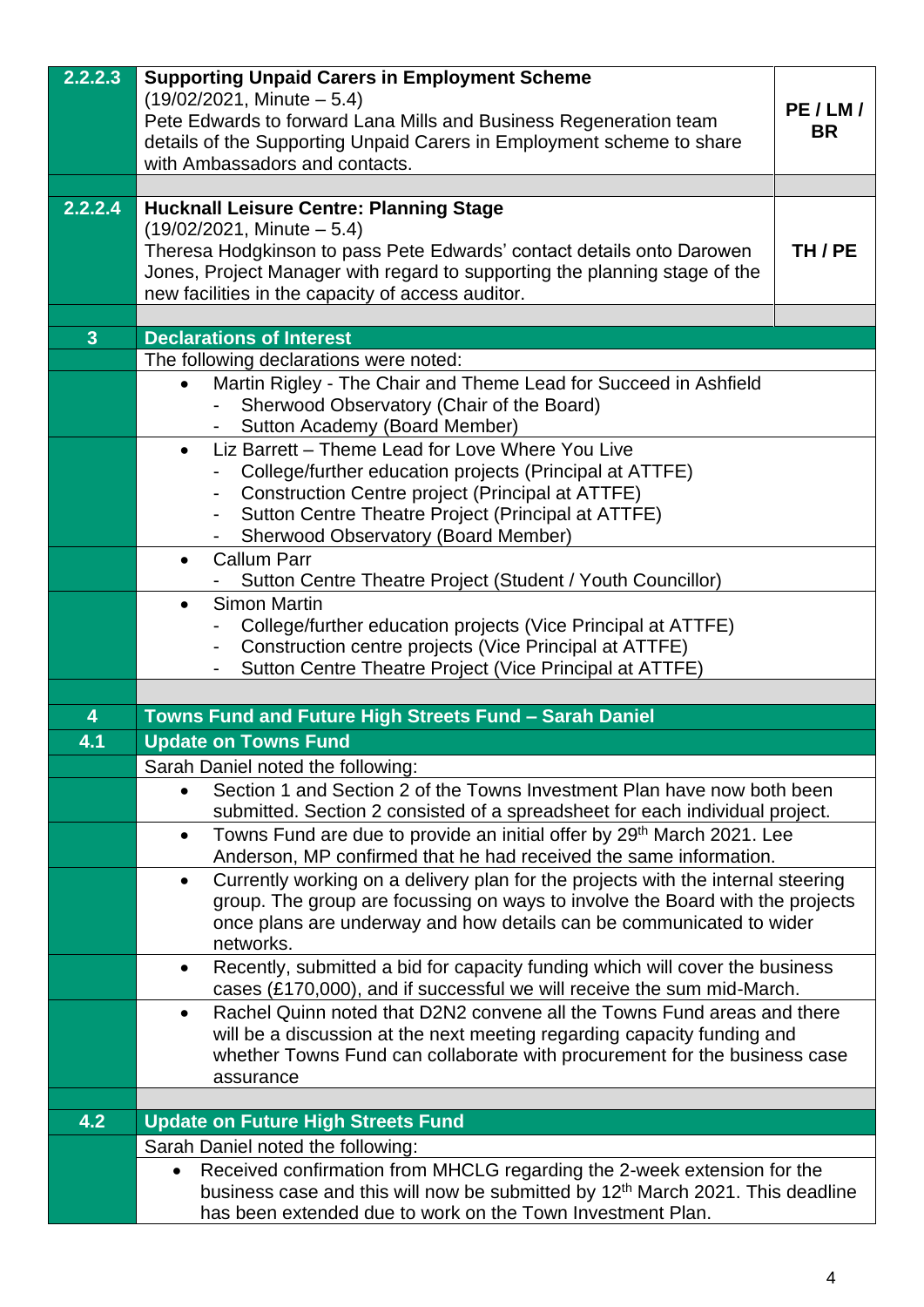| | | |
|---|---|---|
| **2.2.2.3** | **Supporting Unpaid Carers in Employment Scheme**<br>(19/02/2021, Minute – 5.4)<br>Pete Edwards to forward Lana Mills and Business Regeneration team details of the Supporting Unpaid Carers in Employment scheme to share with Ambassadors and contacts. | **PE / LM / BR** |
| | | |
| **2.2.2.4** | **Hucknall Leisure Centre: Planning Stage**<br>(19/02/2021, Minute – 5.4)<br>Theresa Hodgkinson to pass Pete Edwards' contact details onto Darowen Jones, Project Manager with regard to supporting the planning stage of the new facilities in the capacity of access auditor. | **TH / PE** |
| | | |
| **3** | **Declarations of Interest** | |
| | The following declarations were noted: | |
| | • Martin Rigley - The Chair and Theme Lead for Succeed in Ashfield<br>- Sherwood Observatory (Chair of the Board)<br>- Sutton Academy (Board Member) | |
| | • Liz Barrett – Theme Lead for Love Where You Live<br>- College/further education projects (Principal at ATTFE)<br>- Construction Centre project (Principal at ATTFE)<br>- Sutton Centre Theatre Project (Principal at ATTFE)<br>- Sherwood Observatory (Board Member) | |
| | • Callum Parr<br>- Sutton Centre Theatre Project (Student / Youth Councillor) | |
| | • Simon Martin<br>- College/further education projects (Vice Principal at ATTFE)<br>- Construction centre projects (Vice Principal at ATTFE)<br>- Sutton Centre Theatre Project (Vice Principal at ATTFE) | |
| | | |
| **4** | **Towns Fund and Future High Streets Fund – Sarah Daniel** | |
| **4.1** | **Update on Towns Fund** | |
| | Sarah Daniel noted the following: | |
| | • Section 1 and Section 2 of the Towns Investment Plan have now both been submitted. Section 2 consisted of a spreadsheet for each individual project. | |
| | • Towns Fund are due to provide an initial offer by 29th March 2021. Lee Anderson, MP confirmed that he had received the same information. | |
| | • Currently working on a delivery plan for the projects with the internal steering group. The group are focussing on ways to involve the Board with the projects once plans are underway and how details can be communicated to wider networks. | |
| | • Recently, submitted a bid for capacity funding which will cover the business cases (£170,000), and if successful we will receive the sum mid-March. | |
| | • Rachel Quinn noted that D2N2 convene all the Towns Fund areas and there will be a discussion at the next meeting regarding capacity funding and whether Towns Fund can collaborate with procurement for the business case assurance | |
| | | |
| **4.2** | **Update on Future High Streets Fund** | |
| | Sarah Daniel noted the following: | |
| | • Received confirmation from MHCLG regarding the 2-week extension for the business case and this will now be submitted by 12th March 2021. This deadline has been extended due to work on the Town Investment Plan. | |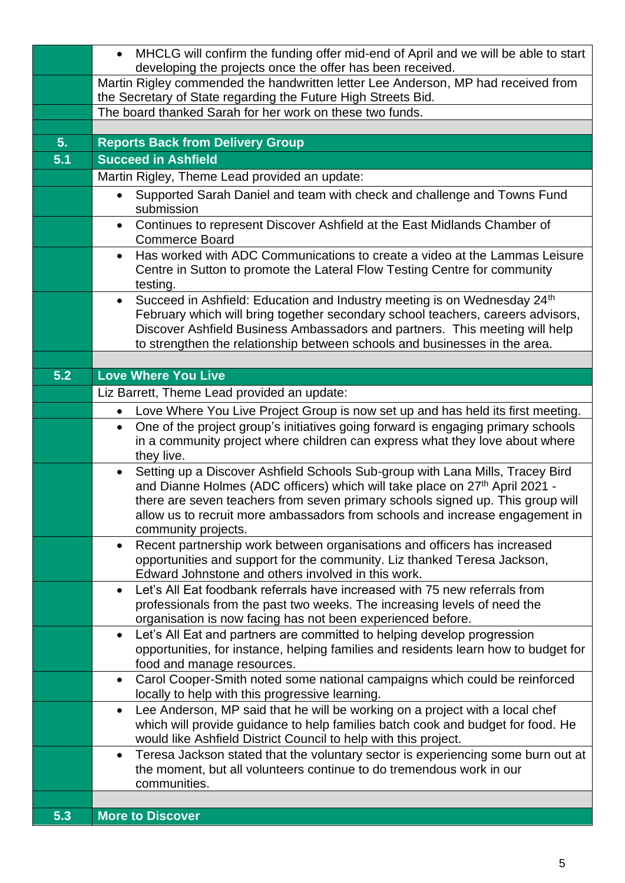| | |
|---|---|
| | • MHCLG will confirm the funding offer mid-end of April and we will be able to start developing the projects once the offer has been received. |
| | Martin Rigley commended the handwritten letter Lee Anderson, MP had received from the Secretary of State regarding the Future High Streets Bid. |
| | The board thanked Sarah for her work on these two funds. |
| | |
| **5.** | **Reports Back from Delivery Group** |
| **5.1** | **Succeed in Ashfield** |
| | Martin Rigley, Theme Lead provided an update: |
| | • Supported Sarah Daniel and team with check and challenge and Towns Fund submission |
| | • Continues to represent Discover Ashfield at the East Midlands Chamber of Commerce Board |
| | • Has worked with ADC Communications to create a video at the Lammas Leisure Centre in Sutton to promote the Lateral Flow Testing Centre for community testing. |
| | • Succeed in Ashfield: Education and Industry meeting is on Wednesday 24th February which will bring together secondary school teachers, careers advisors, Discover Ashfield Business Ambassadors and partners. This meeting will help to strengthen the relationship between schools and businesses in the area. |
| | |
| **5.2** | **Love Where You Live** |
| | Liz Barrett, Theme Lead provided an update: |
| | • Love Where You Live Project Group is now set up and has held its first meeting. |
| | • One of the project group's initiatives going forward is engaging primary schools in a community project where children can express what they love about where they live. |
| | • Setting up a Discover Ashfield Schools Sub-group with Lana Mills, Tracey Bird and Dianne Holmes (ADC officers) which will take place on 27th April 2021 - there are seven teachers from seven primary schools signed up. This group will allow us to recruit more ambassadors from schools and increase engagement in community projects. |
| | • Recent partnership work between organisations and officers has increased opportunities and support for the community. Liz thanked Teresa Jackson, Edward Johnstone and others involved in this work. |
| | • Let's All Eat foodbank referrals have increased with 75 new referrals from professionals from the past two weeks. The increasing levels of need the organisation is now facing has not been experienced before. |
| | • Let's All Eat and partners are committed to helping develop progression opportunities, for instance, helping families and residents learn how to budget for food and manage resources. |
| | • Carol Cooper-Smith noted some national campaigns which could be reinforced locally to help with this progressive learning. |
| | • Lee Anderson, MP said that he will be working on a project with a local chef which will provide guidance to help families batch cook and budget for food. He would like Ashfield District Council to help with this project. |
| | • Teresa Jackson stated that the voluntary sector is experiencing some burn out at the moment, but all volunteers continue to do tremendous work in our communities. |
| | |
| **5.3** | **More to Discover** |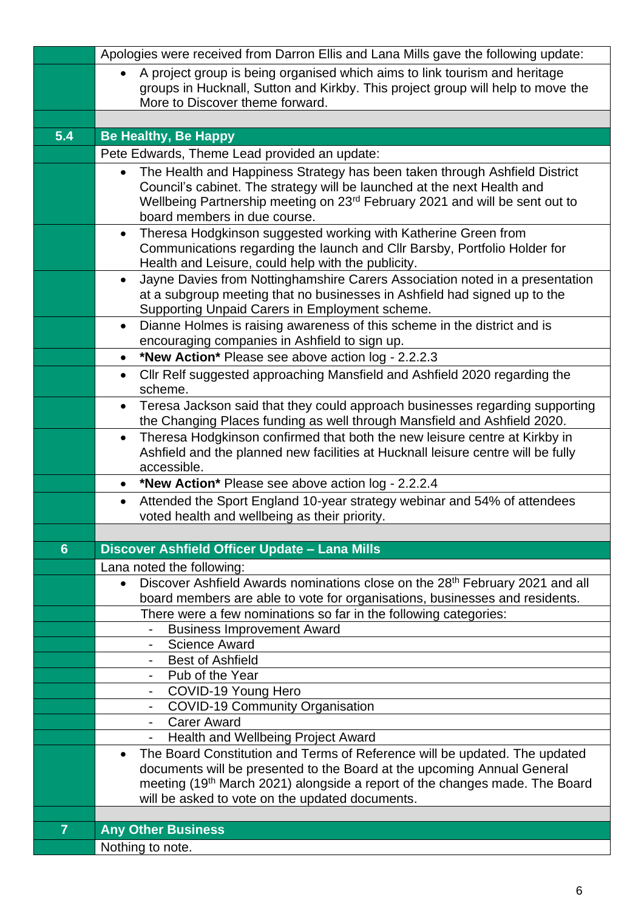| | |
|---|---|
| | Apologies were received from Darron Ellis and Lana Mills gave the following update: |
| | • A project group is being organised which aims to link tourism and heritage groups in Hucknall, Sutton and Kirkby. This project group will help to move the More to Discover theme forward. |
| | |
| **5.4** | **Be Healthy, Be Happy** |
| | Pete Edwards, Theme Lead provided an update: |
| | • The Health and Happiness Strategy has been taken through Ashfield District Council's cabinet. The strategy will be launched at the next Health and Wellbeing Partnership meeting on 23rd February 2021 and will be sent out to board members in due course. |
| | • Theresa Hodgkinson suggested working with Katherine Green from Communications regarding the launch and Cllr Barsby, Portfolio Holder for Health and Leisure, could help with the publicity. |
| | • Jayne Davies from Nottinghamshire Carers Association noted in a presentation at a subgroup meeting that no businesses in Ashfield had signed up to the Supporting Unpaid Carers in Employment scheme. |
| | • Dianne Holmes is raising awareness of this scheme in the district and is encouraging companies in Ashfield to sign up. |
| | • ***New Action*** Please see above action log - 2.2.2.3 |
| | • Cllr Relf suggested approaching Mansfield and Ashfield 2020 regarding the scheme. |
| | • Teresa Jackson said that they could approach businesses regarding supporting the Changing Places funding as well through Mansfield and Ashfield 2020. |
| | • Theresa Hodgkinson confirmed that both the new leisure centre at Kirkby in Ashfield and the planned new facilities at Hucknall leisure centre will be fully accessible. |
| | • ***New Action*** Please see above action log - 2.2.2.4 |
| | • Attended the Sport England 10-year strategy webinar and 54% of attendees voted health and wellbeing as their priority. |
| | |
| **6** | **Discover Ashfield Officer Update – Lana Mills** |
| | Lana noted the following: |
| | • Discover Ashfield Awards nominations close on the 28th February 2021 and all board members are able to vote for organisations, businesses and residents. |
| | There were a few nominations so far in the following categories: |
| | - Business Improvement Award |
| | - Science Award |
| | - Best of Ashfield |
| | - Pub of the Year |
| | - COVID-19 Young Hero |
| | - COVID-19 Community Organisation |
| | - Carer Award |
| | - Health and Wellbeing Project Award |
| | • The Board Constitution and Terms of Reference will be updated. The updated documents will be presented to the Board at the upcoming Annual General meeting (19th March 2021) alongside a report of the changes made. The Board will be asked to vote on the updated documents. |
| | |
| **7** | **Any Other Business** |
| | Nothing to note. |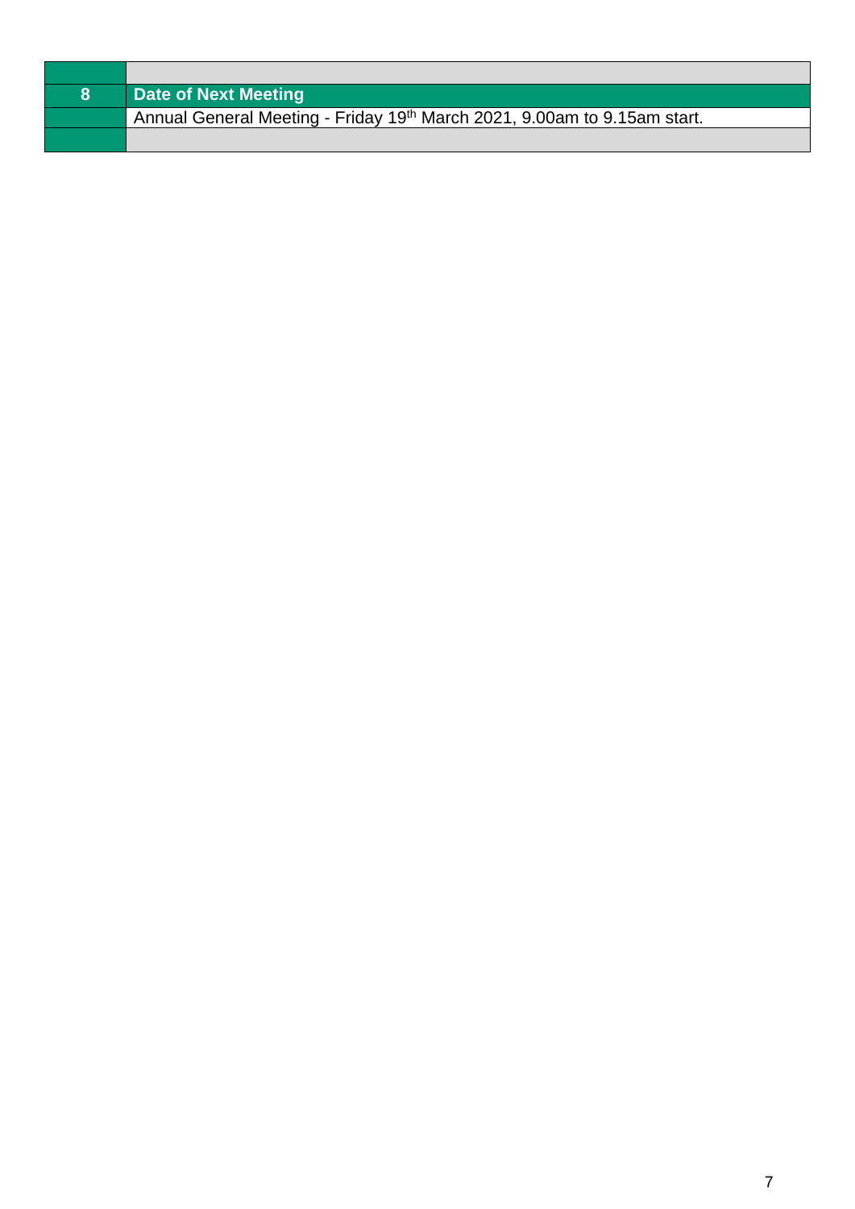| | |
|---|---|
| **8** | **Date of Next Meeting** |
| | Annual General Meeting - Friday 19th March 2021, 9.00am to 9.15am start. |
| | |